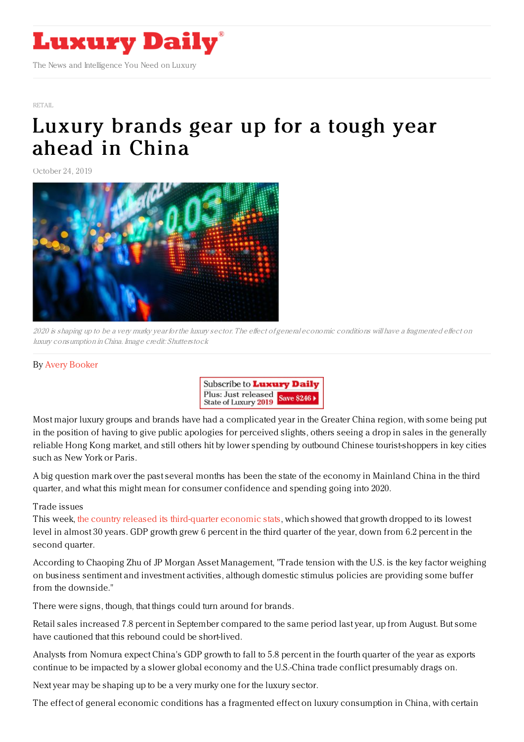RETAIL

# Luxury brands gear up for a tough year ahead in China

October 24, 2019

*2020 is shaping up to be a very murky year for the luxury sector. The effect of general economic conditions will have a fragmented effect on luxury consumption in China. Image credit: Shutterstock*

By Avery Booker

Most major luxury groups and brands have had a complicated year in the Greater China region, with some being put in the position of having to give public apologies for perceived slights, others seeing a drop in sales in the generally reliable Hong Kong market, and still others hit by lower spending by outbound Chinese tourist-shoppers in key cities such as New York or Paris.

A big question mark over the past several months has been the state of the economy in Mainland China in the third quarter, and what this might mean for consumer confidence and spending going into 2020.

Trade issues

This week, the country released its third-quarter economic stats, which showed that growth dropped to its lowest level in almost 30 years. GDP growth grew 6 percent in the third quarter of the year, down from 6.2 percent in the second quarter.

According to Chaoping Zhu of JP Morgan Asset Management, "Trade tension with the U.S. is the key factor weighing on business sentiment and investment activities, although domestic stimulus policies are providing some buffer from the downside."

There were signs, though, that things could turn around for brands.

Retail sales increased 7.8 percent in September compared to the same period last year, up from August. But some have cautioned that this rebound could be short-lived.

Analysts from Nomura expect China's GDP growth to fall to 5.8 percent in the fourth quarter of the year as exports continue to be impacted by a slower global economy and the U.S.-China trade conflict presumably drags on.

Next year may be shaping up to be a very murky one for the luxury sector.

The effect of general economic conditions has a fragmented effect on luxury consumption in China, with certain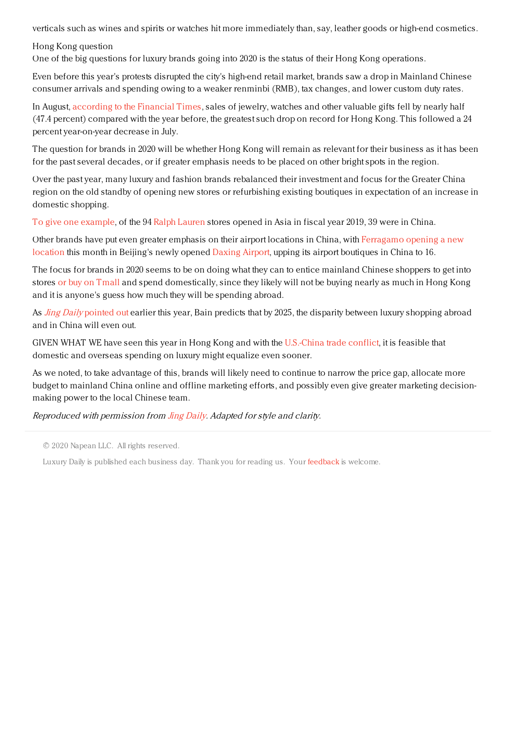verticals such as wines and spirits or watches hit more immediately than, say, leather goods or high-end cosmetics.

## Hong Kong question

One of the big questions for luxury brands going into 2020 is the status of their Hong Kong operations.

Even before this year's protests disrupted the city's high-end retail market, brands saw a drop in Mainland Chinese consumer arrivals and spending owing to a weaker renminbi (RMB), tax changes, and lower custom duty rates.

In August, according to the Financial Times, sales of jewelry, watches and other valuable gifts fell by nearly half (47.4 percent) compared with the year before, the greatest such drop on record for Hong Kong. This followed a 24 percent year-on-year decrease in July.

The question for brands in 2020 will be whether Hong Kong will remain as relevant for their business as it has been for the past several decades, or if greater emphasis needs to be placed on other bright spots in the region.

Over the past year, many luxury and fashion brands rebalanced their investment and focus for the Greater China region on the old standby of opening new stores or refurbishing existing boutiques in expectation of an increase in domestic shopping.

To give one example, of the 94 Ralph Lauren stores opened in Asia in fiscal year 2019, 39 were in China.

Other brands have put even greater emphasis on their airport locations in China, with Ferragamo opening a new location this month in Beijing's newly opened Daxing Airport, upping its airport boutiques in China to 16.

The focus for brands in 2020 seems to be on doing what they can to entice mainland Chinese shoppers to get into stores or buy on Tmall and spend domestically, since they likely will not be buying nearly as much in Hong Kong and it is anyone's guess how much they will be spending abroad.

As *Jing Daily* pointed out earlier this year, Bain predicts that by 2025, the disparity between luxury shopping abroad and in China will even out.

GIVEN WHAT WE have seen this year in Hong Kong and with the U.S.-China trade conflict, it is feasible that domestic and overseas spending on luxury might equalize even sooner.

As we noted, to take advantage of this, brands will likely need to continue to narrow the price gap, allocate more budget to mainland China online and offline marketing efforts, and possibly even give greater marketing decision-making power to the local Chinese team.

*Reproduced with permission from Jing Daily. Adapted for style and clarity.*

---

© 2020 Napean LLC. All rights reserved.

Luxury Daily is published each business day. Thank you for reading us. Your feedback is welcome.